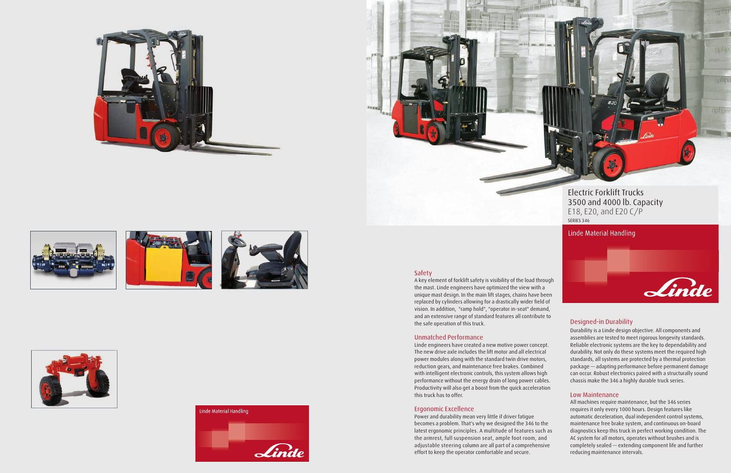# Electric Forklift Trucks
# 3500 and 4000 lb. Capacity
## E18, E20, and E20 C/P
SERIES 346

Linde Material Handling

## Safety

A key element of forklift safety is visibility of the load through the mast. Linde engineers have optimized the view with a unique mast design. In the main lift stages, chains have been replaced by cylinders allowing for a drastically wider field of vision. In addition, "ramp hold", "operator in-seat" demand, and an extensive range of standard features all contribute to the safe operation of this truck.

## Unmatched Performance

Linde engineers have created a new motive power concept. The new drive axle includes the lift motor and all electrical power modules along with the standard twin drive motors, reduction gears, and maintenance free brakes. Combined with intelligent electronic controls, this system allows high performance without the energy drain of long power cables. Productivity will also get a boost from the quick acceleration this truck has to offer.

## Ergonomic Excellence

Power and durability mean very little if driver fatigue becomes a problem. That's why we designed the 346 to the latest ergonomic principles. A multitude of features such as the armrest, full suspension seat, ample foot room, and adjustable steering column are all part of a comprehensive effort to keep the operator comfortable and secure.

## Designed-in Durability

Durability is a Linde design objective. All components and assemblies are tested to meet rigorous longevity standards. Reliable electronic systems are the key to dependability and durability. Not only do these systems meet the required high standards, all systems are protected by a thermal protection package — adapting performance before permanent damage can occur. Robust electronics paired with a structurally sound chassis make the 346 a highly durable truck series.

## Low Maintenance

All machines require maintenance, but the 346 series requires it only every 1000 hours. Design features like automatic deceleration, dual independent control systems, maintenance free brake system, and continuous on-board diagnostics keep this truck in perfect working condition. The AC system for all motors, operates without brushes and is completely sealed — extending component life and further reducing maintenance intervals.

Linde Material Handling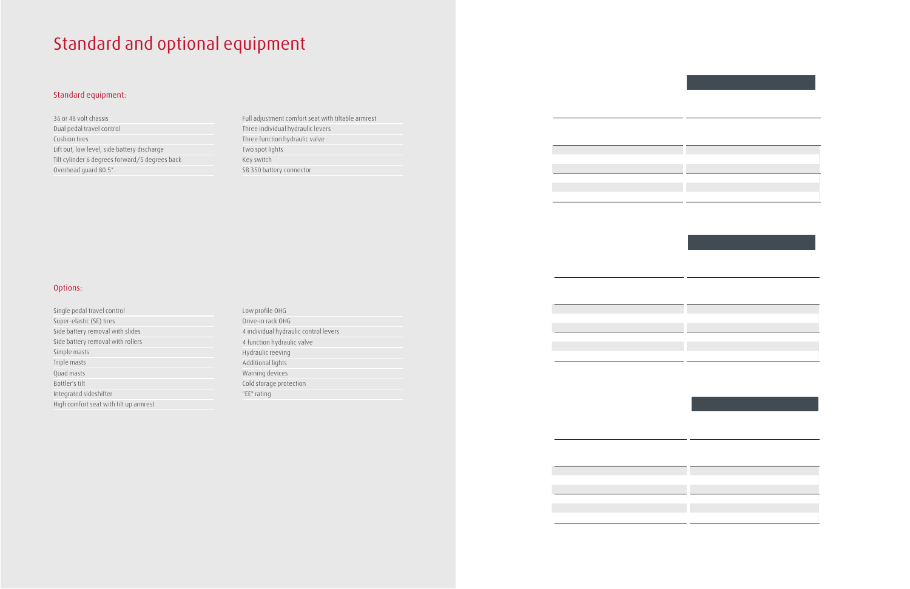# Standard and optional equipment

## Standard equipment:

- 36 or 48 volt chassis
- Dual pedal travel control
- Cushion tires
- Lift out, low level, side battery discharge
- Tilt cylinder 6 degrees forward/5 degrees back
- Overhead guard 80.5"
- Full adjustment comfort seat with tiltable armrest
- Three individual hydraulic levers
- Three function hydraulic valve
- Two spot lights
- Key switch
- SB 350 battery connector

## Options:

- Single pedal travel control
- Super-elastic (SE) tires
- Side battery removal with slides
- Side battery removal with rollers
- Simple masts
- Triple masts
- Quad masts
- Bottler's tilt
- Integrated sideshifter
- High comfort seat with tilt up armrest
- Low profile OHG
- Drive-in rack OHG
- 4 individual hydraulic control levers
- 4 function hydraulic valve
- Hydraulic reeving
- Additional lights
- Warning devices
- Cold storage protection
- "EE" rating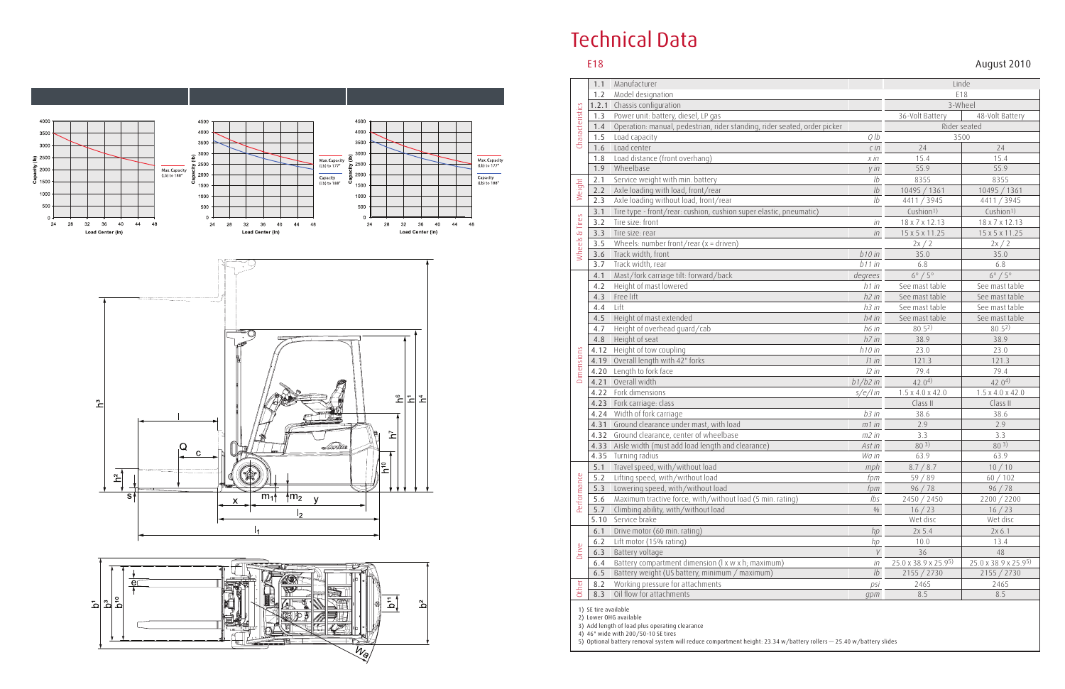# Technical Data

E18

August 2010

| | | | | | 36-Volt Battery | 48-Volt Battery |
|---|---|---|---|---|---|---|
| Characteristics | 1.1 | Manufacturer | | Linde | | |
| | 1.2 | Model designation | | E18 | | |
| | 1.2.1 | Chassis configuration | | 3-Wheel | | |
| | 1.3 | Power unit: battery, diesel, LP gas | | | 36-Volt Battery | 48-Volt Battery |
| | 1.4 | Operation: manual, pedestrian, rider standing, rider seated, order picker | | Rider seated | | |
| | 1.5 | Load capacity | Q lb | 3500 | | |
| | 1.6 | Load center | c in | | 24 | 24 |
| | 1.8 | Load distance (front overhang) | x in | | 15.4 | 15.4 |
| | 1.9 | Wheelbase | y in | | 55.9 | 55.9 |
| Weight | 2.1 | Service weight with min. battery | lb | | 8355 | 8355 |
| | 2.2 | Axle loading with load, front/rear | lb | | 10495 / 1361 | 10495 / 1361 |
| | 2.3 | Axle loading without load, front/rear | lb | | 4411 / 3945 | 4411 / 3945 |
| Wheels & tires | 3.1 | Tire type - front/rear: cushion, cushion super elastic, pneumatic) | | | Cushion[1] | Cushion[1] |
| | 3.2 | Tire size: front | in | | 18 x 7 x 12.13 | 18 x 7 x 12.13 |
| | 3.3 | Tire size: rear | in | | 15 x 5 x 11.25 | 15 x 5 x 11.25 |
| | 3.5 | Wheels: number front/rear (x = driven) | | | 2x / 2 | 2x / 2 |
| | 3.6 | Track width, front | b10 in | | 35.0 | 35.0 |
| | 3.7 | Track width, rear | b11 in | | 6.8 | 6.8 |
| Dimensions | 4.1 | Mast/fork carriage tilt: forward/back | degrees | | 6° / 5° | 6° / 5° |
| | 4.2 | Height of mast lowered | h1 in | | See mast table | See mast table |
| | 4.3 | Free lift | h2 in | | See mast table | See mast table |
| | 4.4 | Lift | h3 in | | See mast table | See mast table |
| | 4.5 | Height of mast extended | h4 in | | See mast table | See mast table |
| | 4.7 | Height of overhead guard/cab | h6 in | | 80.5[2] | 80.5[2] |
| | 4.8 | Height of seat | h7 in | | 38.9 | 38.9 |
| | 4.12 | Height of tow coupling | h10 in | | 23.0 | 23.0 |
| | 4.19 | Overall length with 42" forks | l1 in | | 121.3 | 121.3 |
| | 4.20 | Length to fork face | l2 in | | 79.4 | 79.4 |
| | 4.21 | Overall width | b1/b2 in | | 42.0[4] | 42.0[4] |
| | 4.22 | Fork dimensions | s/e/l in | | 1.5 x 4.0 x 42.0 | 1.5 x 4.0 x 42.0 |
| | 4.23 | Fork carriage: class | | | Class II | Class II |
| | 4.24 | Width of fork carriage | b3 in | | 38.6 | 38.6 |
| | 4.31 | Ground clearance under mast, with load | m1 in | | 2.9 | 2.9 |
| | 4.32 | Ground clearance, center of wheelbase | m2 in | | 3.3 | 3.3 |
| | 4.33 | Aisle width (must add load length and clearance) | Ast in | | 80[3] | 80[3] |
| | 4.35 | Turning radius | Wa in | | 63.9 | 63.9 |
| Performance | 5.1 | Travel speed, with/without load | mph | | 8.7 / 8.7 | 10 / 10 |
| | 5.2 | Lifting speed, with/without load | fpm | | 59 / 89 | 60 / 102 |
| | 5.3 | Lowering speed, with/without load | fpm | | 96 / 78 | 96 / 78 |
| | 5.6 | Maximum tractive force, with/without load (5 min. rating) | lbs | | 2450 / 2450 | 2200 / 2200 |
| | 5.7 | Climbing ability, with/without load | % | | 16 / 23 | 16 / 23 |
| | 5.10 | Service brake | | | Wet disc | Wet disc |
| Drive | 6.1 | Drive motor (60 min. rating) | hp | | 2x 5.4 | 2x 6.1 |
| | 6.2 | Lift motor (15% rating) | hp | | 10.0 | 13.4 |
| | 6.3 | Battery voltage | V | | 36 | 48 |
| | 6.4 | Battery compartment dimension (l x w x h; maximum) | in | | 25.0 x 38.9 x 25.9[5] | 25.0 x 38.9 x 25.9[5] |
| | 6.5 | Battery weight (US battery, minimum / maximum) | lb | | 2155 / 2730 | 2155 / 2730 |
| Other | 8.2 | Working pressure for attachments | psi | | 2465 | 2465 |
| | 8.3 | Oil flow for attachments | gpm | | 8.5 | 8.5 |

1) SE tire available
2) Lower OHG available
3) Add length of load plus operating clearance
4) 46" wide with 200/50-10 SE tires
5) Optional battery removal system will reduce compartment height: 23.34 w/battery rollers — 25.40 w/battery slides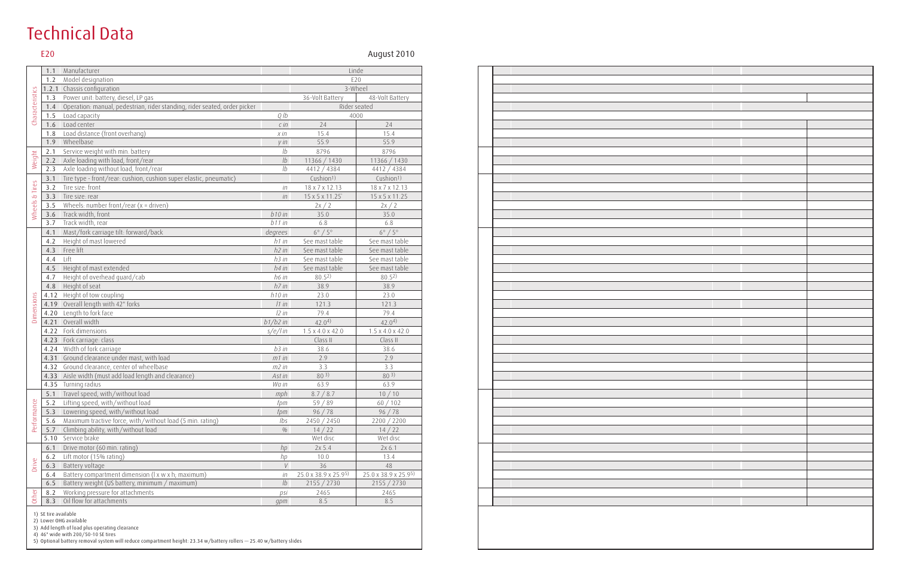# Technical Data

E20

August 2010

| | | | | | |
|---|---|---|---|---|---|
| Characteristics | 1.1 | Manufacturer | | Linde | |
| | 1.2 | Model designation | | E20 | |
| | 1.2.1 | Chassis configuration | | 3-Wheel | |
| | 1.3 | Power unit: battery, diesel, LP gas | | 36-Volt Battery | 48-Volt Battery |
| | 1.4 | Operation: manual, pedestrian, rider standing, rider seated, order picker | | Rider seated | |
| | 1.5 | Load capacity | *Q lb* | 4000 | |
| | 1.6 | Load center | *c in* | 24 | 24 |
| | 1.8 | Load distance (front overhang) | *x in* | 15.4 | 15.4 |
| | 1.9 | Wheelbase | *y in* | 55.9 | 55.9 |
| Weight | 2.1 | Service weight with min. battery | *lb* | 8796 | 8796 |
| | 2.2 | Axle loading with load, front/rear | *lb* | 11366 / 1430 | 11366 / 1430 |
| | 2.3 | Axle loading without load, front/rear | *lb* | 4412 / 4384 | 4412 / 4384 |
| Wheels & Tires | 3.1 | Tire type - front/rear: cushion, cushion super elastic, pneumatic) | | Cushion[1] | Cushion[1] |
| | 3.2 | Tire size: front | *in* | 18 x 7 x 12.13 | 18 x 7 x 12.13 |
| | 3.3 | Tire size: rear | *in* | 15 x 5 x 11.25 | 15 x 5 x 11.25 |
| | 3.5 | Wheels: number front/rear (x = driven) | | 2x / 2 | 2x / 2 |
| | 3.6 | Track width, front | *b10 in* | 35.0 | 35.0 |
| | 3.7 | Track width, rear | *b11 in* | 6.8 | 6.8 |
| Dimensions | 4.1 | Mast/fork carriage tilt: forward/back | *degrees* | 6° / 5° | 6° / 5° |
| | 4.2 | Height of mast lowered | *h1 in* | See mast table | See mast table |
| | 4.3 | Free lift | *h2 in* | See mast table | See mast table |
| | 4.4 | Lift | *h3 in* | See mast table | See mast table |
| | 4.5 | Height of mast extended | *h4 in* | See mast table | See mast table |
| | 4.7 | Height of overhead guard/cab | *h6 in* | 80.5[2] | 80.5[2] |
| | 4.8 | Height of seat | *h7 in* | 38.9 | 38.9 |
| | 4.12 | Height of tow coupling | *h10 in* | 23.0 | 23.0 |
| | 4.19 | Overall length with 42" forks | *l1 in* | 121.3 | 121.3 |
| | 4.20 | Length to fork face | *l2 in* | 79.4 | 79.4 |
| | 4.21 | Overall width | *b1/b2 in* | 42.0[4] | 42.0[4] |
| | 4.22 | Fork dimensions | *s/e/l in* | 1.5 x 4.0 x 42.0 | 1.5 x 4.0 x 42.0 |
| | 4.23 | Fork carriage: class | | Class II | Class II |
| | 4.24 | Width of fork carriage | *b3 in* | 38.6 | 38.6 |
| | 4.31 | Ground clearance under mast, with load | *m1 in* | 2.9 | 2.9 |
| | 4.32 | Ground clearance, center of wheelbase | *m2 in* | 3.3 | 3.3 |
| | 4.33 | Aisle width (must add load length and clearance) | *Ast in* | 80[3] | 80[3] |
| | 4.35 | Turning radius | *Wa in* | 63.9 | 63.9 |
| Performance | 5.1 | Travel speed, with/without load | *mph* | 8.7 / 8.7 | 10 / 10 |
| | 5.2 | Lifting speed, with/without load | *fpm* | 59 / 89 | 60 / 102 |
| | 5.3 | Lowering speed, with/without load | *fpm* | 96 / 78 | 96 / 78 |
| | 5.6 | Maximum tractive force, with/without load (5 min. rating) | *lbs* | 2450 / 2450 | 2200 / 2200 |
| | 5.7 | Climbing ability, with/without load | *%* | 14 / 22 | 14 / 22 |
| | 5.10 | Service brake | | Wet disc | Wet disc |
| Drive | 6.1 | Drive motor (60 min. rating) | *hp* | 2x 5.4 | 2x 6.1 |
| | 6.2 | Lift motor (15% rating) | *hp* | 10.0 | 13.4 |
| | 6.3 | Battery voltage | *V* | 36 | 48 |
| | 6.4 | Battery compartment dimension (l x w x h, maximum) | *in* | 25.0 x 38.9 x 25.9[5] | 25.0 x 38.9 x 25.9[5] |
| | 6.5 | Battery weight (US battery, minimum / maximum) | *lb* | 2155 / 2730 | 2155 / 2730 |
| Other | 8.2 | Working pressure for attachments | *psi* | 2465 | 2465 |
| | 8.3 | Oil flow for attachments | *gpm* | 8.5 | 8.5 |

1) SE tire available
2) Lower OHG available
3) Add length of load plus operating clearance
4) 46" wide with 200/50-10 SE tires
5) Optional battery removal system will reduce compartment height: 23.34 w/battery rollers — 25.40 w/battery slides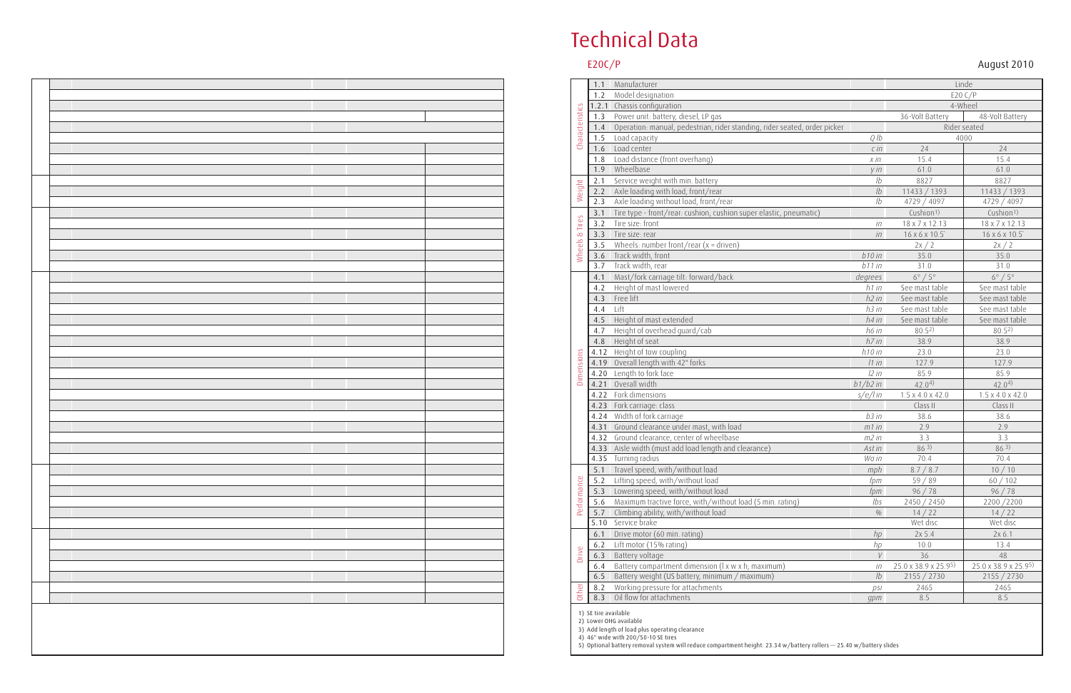# Technical Data

E20C/P

August 2010

| Section | No. | Item | Unit | 36-Volt Battery | 48-Volt Battery |
|---|---|---|---|---|---|
| Characteristics | 1.1 | Manufacturer | | Linde | |
| | 1.2 | Model designation | | E20 C/P | |
| | 1.2.1 | Chassis configuration | | 4-Wheel | |
| | 1.3 | Power unit: battery, diesel, LP gas | | 36-Volt Battery | 48-Volt Battery |
| | 1.4 | Operation: manual, pedestrian, rider standing, rider seated, order picker | | Rider seated | |
| | 1.5 | Load capacity | Q lb | 4000 | |
| | 1.6 | Load center | c in | 24 | 24 |
| | 1.8 | Load distance (front overhang) | x in | 15.4 | 15.4 |
| | 1.9 | Wheelbase | y in | 61.0 | 61.0 |
| Weight | 2.1 | Service weight with min. battery | lb | 8827 | 8827 |
| | 2.2 | Axle loading with load, front/rear | lb | 11433 / 1393 | 11433 / 1393 |
| | 2.3 | Axle loading without load, front/rear | lb | 4729 / 4097 | 4729 / 4097 |
| Wheels & Tires | 3.1 | Tire type - front/rear: cushion, cushion super elastic, pneumatic) | | Cushion[1] | Cushion[1] |
| | 3.2 | Tire size: front | in | 18 x 7 x 12.13 | 18 x 7 x 12.13 |
| | 3.3 | Tire size: rear | in | 16 x 6 x 10.5 | 16 x 6 x 10.5 |
| | 3.5 | Wheels: number front/rear (x = driven) | | 2x / 2 | 2x / 2 |
| | 3.6 | Track width, front | b10 in | 35.0 | 35.0 |
| | 3.7 | Track width, rear | b11 in | 31.0 | 31.0 |
| Dimensions | 4.1 | Mast/fork carriage tilt: forward/back | degrees | 6° / 5° | 6° / 5° |
| | 4.2 | Height of mast lowered | h1 in | See mast table | See mast table |
| | 4.3 | Free lift | h2 in | See mast table | See mast table |
| | 4.4 | Lift | h3 in | See mast table | See mast table |
| | 4.5 | Height of mast extended | h4 in | See mast table | See mast table |
| | 4.7 | Height of overhead guard/cab | h6 in | 80.5[2] | 80.5[2] |
| | 4.8 | Height of seat | h7 in | 38.9 | 38.9 |
| | 4.12 | Height of tow coupling | h10 in | 23.0 | 23.0 |
| | 4.19 | Overall length with 42" forks | l1 in | 127.9 | 127.9 |
| | 4.20 | Length to fork face | l2 in | 85.9 | 85.9 |
| | 4.21 | Overall width | b1/b2 in | 42.0[4] | 42.0[4] |
| | 4.22 | Fork dimensions | s/e/l in | 1.5 x 4.0 x 42.0 | 1.5 x 4.0 x 42.0 |
| | 4.23 | Fork carriage: class | | Class II | Class II |
| | 4.24 | Width of fork carriage | b3 in | 38.6 | 38.6 |
| | 4.31 | Ground clearance under mast, with load | m1 in | 2.9 | 2.9 |
| | 4.32 | Ground clearance, center of wheelbase | m2 in | 3.3 | 3.3 |
| | 4.33 | Aisle width (must add load length and clearance) | Ast in | 86[3] | 86[3] |
| | 4.35 | Turning radius | Wa in | 70.4 | 70.4 |
| Performance | 5.1 | Travel speed, with/without load | mph | 8.7 / 8.7 | 10 / 10 |
| | 5.2 | Lifting speed, with/without load | fpm | 59 / 89 | 60 / 102 |
| | 5.3 | Lowering speed, with/without load | fpm | 96 / 78 | 96 / 78 |
| | 5.6 | Maximum tractive force, with/without load (5 min. rating) | lbs | 2450 / 2450 | 2200 /2200 |
| | 5.7 | Climbing ability, with/without load | % | 14 / 22 | 14 / 22 |
| | 5.10 | Service brake | | Wet disc | Wet disc |
| Drive | 6.1 | Drive motor (60 min. rating) | hp | 2x 5.4 | 2x 6.1 |
| | 6.2 | Lift motor (15% rating) | hp | 10.0 | 13.4 |
| | 6.3 | Battery voltage | V | 36 | 48 |
| | 6.4 | Battery compartment dimension (l x w x h; maximum) | in | 25.0 x 38.9 x 25.9[5] | 25.0 x 38.9 x 25.9[5] |
| | 6.5 | Battery weight (US battery, minimum / maximum) | lb | 2155 / 2730 | 2155 / 2730 |
| Other | 8.2 | Working pressure for attachments | psi | 2465 | 2465 |
| | 8.3 | Oil flow for attachments | gpm | 8.5 | 8.5 |

1) SE tire available
2) Lower OHG available
3) Add length of load plus operating clearance
4) 46" wide with 200/50-10 SE tires
5) Optional battery removal system will reduce compartment height: 23.34 w/battery rollers — 25.40 w/battery slides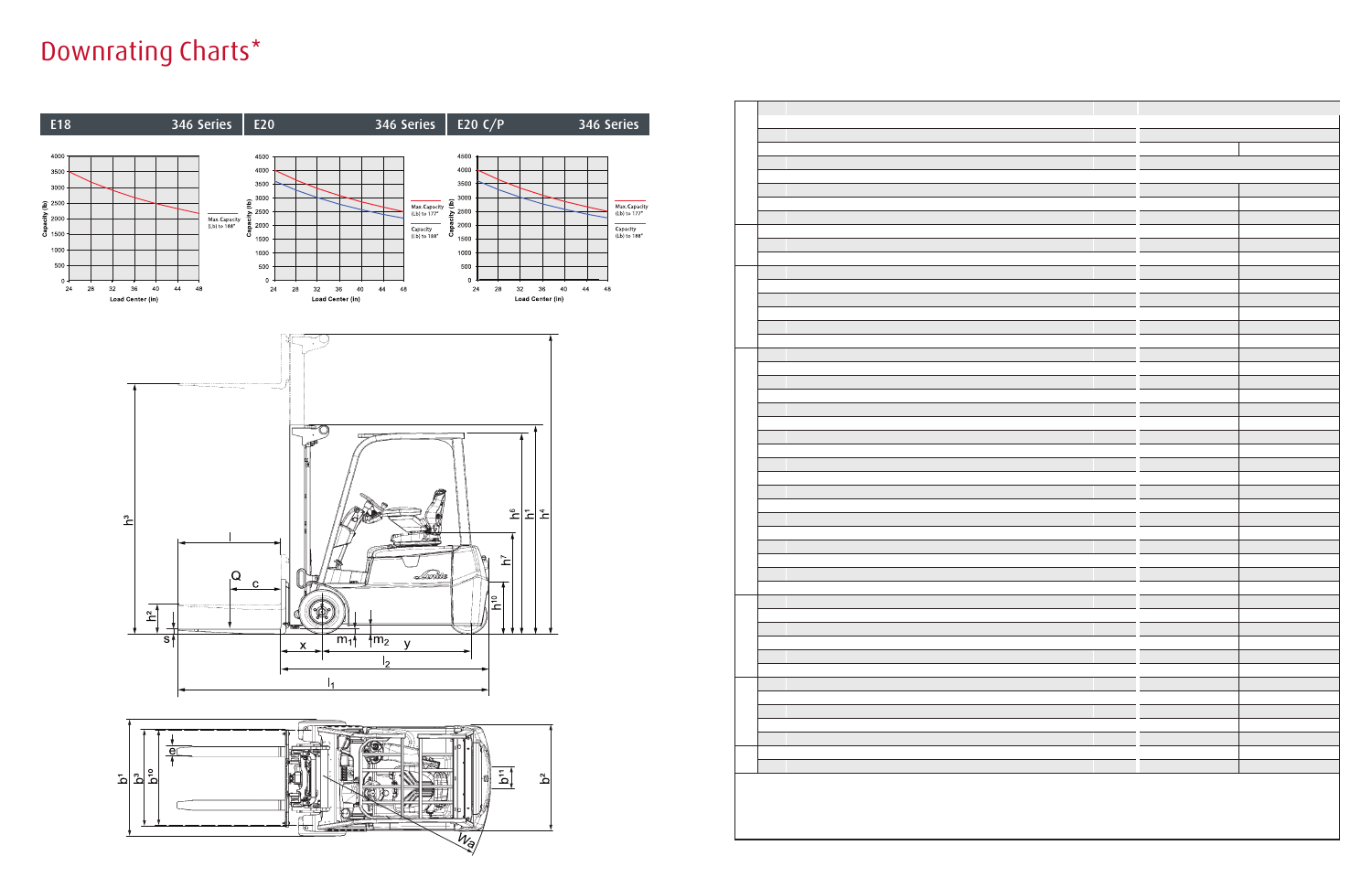# Downrating Charts*

| E18 | 346 Series |
|---|---|

| E20 | 346 Series |
|---|---|

| E20 C/P | 346 Series |
|---|---|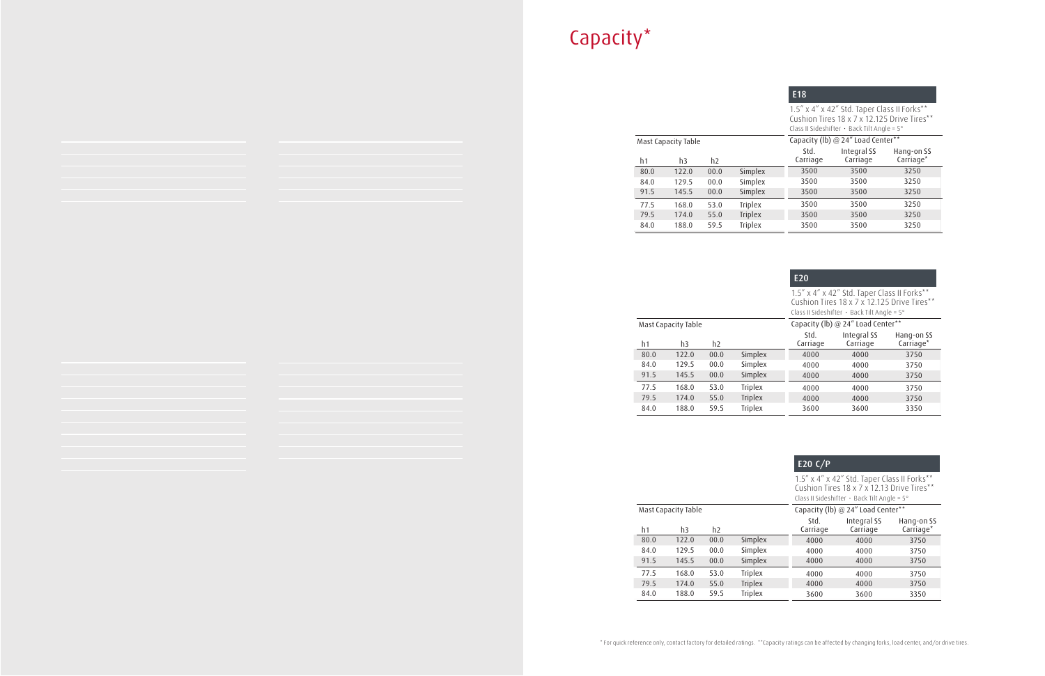# Capacity*

## E18

1.5" x 4" x 42" Std. Taper Class II Forks**
Cushion Tires 18 x 7 x 12.125 Drive Tires**
Class II Sideshifter • Back Tilt Angle = 5°

| Mast Capacity Table | | | | Capacity (lb) @ 24" Load Center** | | |
|---|---|---|---|---|---|---|
| h1 | h3 | h2 | | Std. Carriage | Integral SS Carriage | Hang-on SS Carriage* |
| 80.0 | 122.0 | 00.0 | Simplex | 3500 | 3500 | 3250 |
| 84.0 | 129.5 | 00.0 | Simplex | 3500 | 3500 | 3250 |
| 91.5 | 145.5 | 00.0 | Simplex | 3500 | 3500 | 3250 |
| 77.5 | 168.0 | 53.0 | Triplex | 3500 | 3500 | 3250 |
| 79.5 | 174.0 | 55.0 | Triplex | 3500 | 3500 | 3250 |
| 84.0 | 188.0 | 59.5 | Triplex | 3500 | 3500 | 3250 |

## E20

1.5" x 4" x 42" Std. Taper Class II Forks**
Cushion Tires 18 x 7 x 12.125 Drive Tires**
Class II Sideshifter • Back Tilt Angle = 5°

| Mast Capacity Table | | | | Capacity (lb) @ 24" Load Center** | | |
|---|---|---|---|---|---|---|
| h1 | h3 | h2 | | Std. Carriage | Integral SS Carriage | Hang-on SS Carriage* |
| 80.0 | 122.0 | 00.0 | Simplex | 4000 | 4000 | 3750 |
| 84.0 | 129.5 | 00.0 | Simplex | 4000 | 4000 | 3750 |
| 91.5 | 145.5 | 00.0 | Simplex | 4000 | 4000 | 3750 |
| 77.5 | 168.0 | 53.0 | Triplex | 4000 | 4000 | 3750 |
| 79.5 | 174.0 | 55.0 | Triplex | 4000 | 4000 | 3750 |
| 84.0 | 188.0 | 59.5 | Triplex | 3600 | 3600 | 3350 |

## E20 C/P

1.5" x 4" x 42" Std. Taper Class II Forks**
Cushion Tires 18 x 7 x 12.13 Drive Tires**
Class II Sideshifter • Back Tilt Angle = 5°

| Mast Capacity Table | | | | Capacity (lb) @ 24" Load Center** | | |
|---|---|---|---|---|---|---|
| h1 | h3 | h2 | | Std. Carriage | Integral SS Carriage | Hang-on SS Carriage* |
| 80.0 | 122.0 | 00.0 | Simplex | 4000 | 4000 | 3750 |
| 84.0 | 129.5 | 00.0 | Simplex | 4000 | 4000 | 3750 |
| 91.5 | 145.5 | 00.0 | Simplex | 4000 | 4000 | 3750 |
| 77.5 | 168.0 | 53.0 | Triplex | 4000 | 4000 | 3750 |
| 79.5 | 174.0 | 55.0 | Triplex | 4000 | 4000 | 3750 |
| 84.0 | 188.0 | 59.5 | Triplex | 3600 | 3600 | 3350 |

* For quick reference only, contact factory for detailed ratings. **Capacity ratings can be affected by changing forks, load center, and/or drive tires.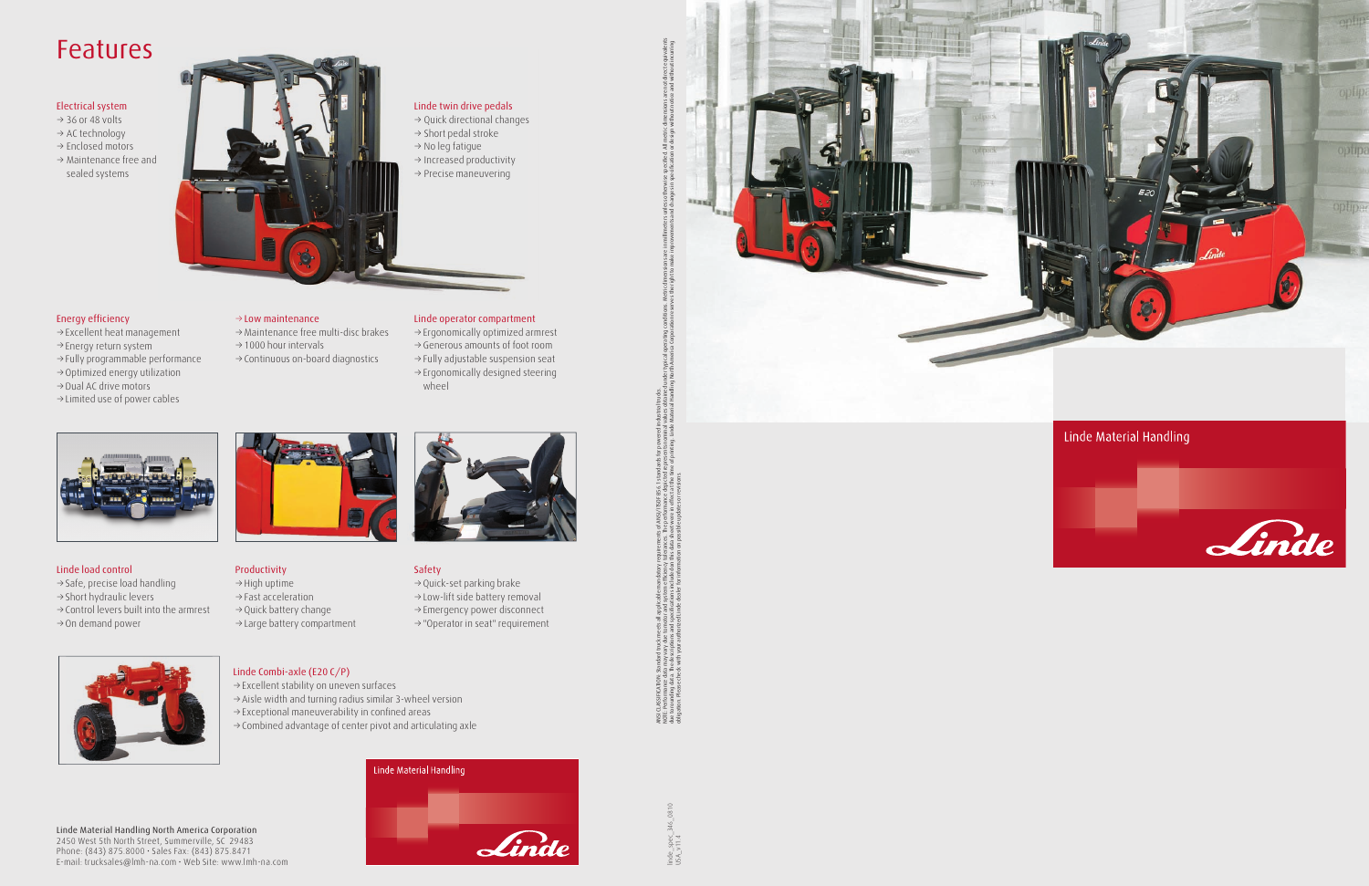# Features

### Electrical system
- → 36 or 48 volts
- → AC technology
- → Enclosed motors
- → Maintenance free and sealed systems

### Linde twin drive pedals
- → Quick directional changes
- → Short pedal stroke
- → No leg fatigue
- → Increased productivity
- → Precise maneuvering

### Energy efficiency
- → Excellent heat management
- → Energy return system
- → Fully programmable performance
- → Optimized energy utilization
- → Dual AC drive motors
- → Limited use of power cables

### → Low maintenance
- → Maintenance free multi-disc brakes
- → 1000 hour intervals
- → Continuous on-board diagnostics

### Linde operator compartment
- → Ergonomically optimized armrest
- → Generous amounts of foot room
- → Fully adjustable suspension seat
- → Ergonomically designed steering wheel

### Linde load control
- → Safe, precise load handling
- → Short hydraulic levers
- → Control levers built into the armrest
- → On demand power

### Productivity
- → High uptime
- → Fast acceleration
- → Quick battery change
- → Large battery compartment

### Safety
- → Quick-set parking brake
- → Low-lift side battery removal
- → Emergency power disconnect
- → "Operator in seat" requirement

### Linde Combi-axle (E20 C/P)
- → Excellent stability on uneven surfaces
- → Aisle width and turning radius similar 3-wheel version
- → Exceptional maneuverability in confined areas
- → Combined advantage of center pivot and articulating axle

Linde Material Handling

Linde

**Linde Material Handling North America Corporation**
2450 West 5th North Street, Summerville, SC 29483
Phone: (843) 875.8000 • Sales Fax: (843) 875.8471
E-mail: trucksales@lmh-na.com • Web Site: www.lmh-na.com

linde_spec_346_0810
USA_V11.4

Linde Material Handling

Linde